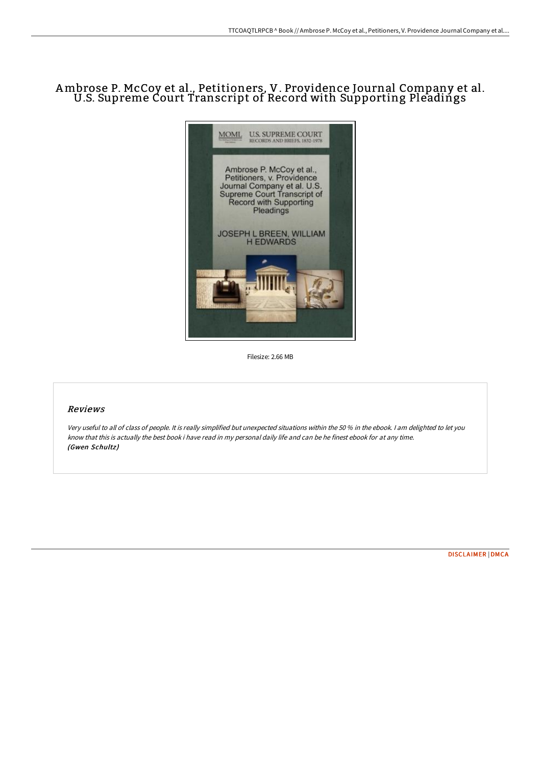# Ambrose P. McCoy et al., Petitioners, V. Providence Journal Company et al. U.S. Supreme Court Transcript of Record with Supporting Pleadings

Filesize: 2.66 MB

## Reviews

*Very useful to all of class of people. It is really simplified but unexpected situations within the 50 % in the ebook. I am delighted to let you know that this is actually the best book i have read in my personal daily life and can be he finest ebook for at any time.*
***(Gwen Schultz)***

[DISCLAIMER](#) | [DMCA](#)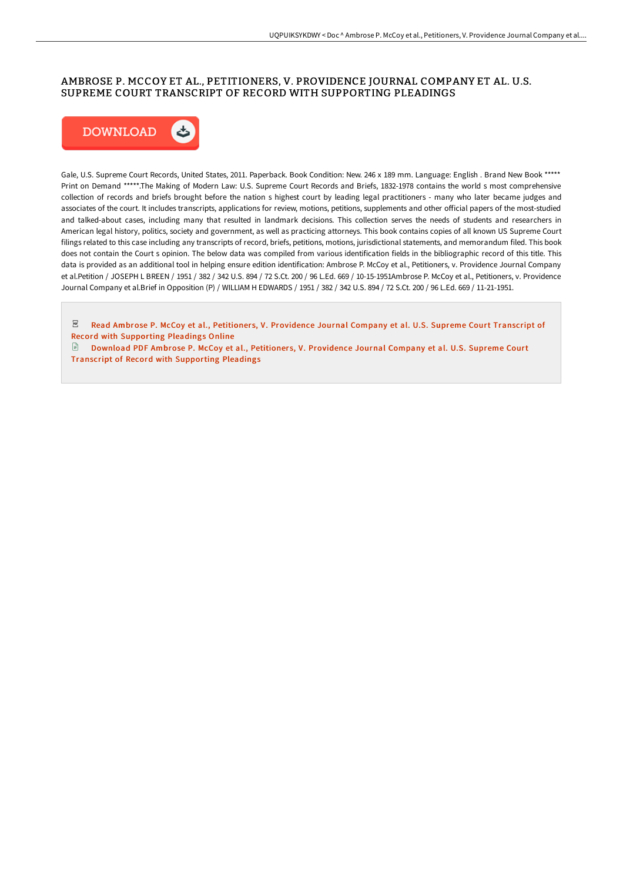# AMBROSE P. MCCOY ET AL., PETITIONERS, V. PROVIDENCE JOURNAL COMPANY ET AL. U.S. SUPREME COURT TRANSCRIPT OF RECORD WITH SUPPORTING PLEADINGS

DOWNLOAD

Gale, U.S. Supreme Court Records, United States, 2011. Paperback. Book Condition: New. 246 x 189 mm. Language: English . Brand New Book ***** Print on Demand *****.The Making of Modern Law: U.S. Supreme Court Records and Briefs, 1832-1978 contains the world s most comprehensive collection of records and briefs brought before the nation s highest court by leading legal practitioners - many who later became judges and associates of the court. It includes transcripts, applications for review, motions, petitions, supplements and other official papers of the most-studied and talked-about cases, including many that resulted in landmark decisions. This collection serves the needs of students and researchers in American legal history, politics, society and government, as well as practicing attorneys. This book contains copies of all known US Supreme Court filings related to this case including any transcripts of record, briefs, petitions, motions, jurisdictional statements, and memorandum filed. This book does not contain the Court s opinion. The below data was compiled from various identification fields in the bibliographic record of this title. This data is provided as an additional tool in helping ensure edition identification: Ambrose P. McCoy et al., Petitioners, v. Providence Journal Company et al.Petition / JOSEPH L BREEN / 1951 / 382 / 342 U.S. 894 / 72 S.Ct. 200 / 96 L.Ed. 669 / 10-15-1951Ambrose P. McCoy et al., Petitioners, v. Providence Journal Company et al.Brief in Opposition (P) / WILLIAM H EDWARDS / 1951 / 382 / 342 U.S. 894 / 72 S.Ct. 200 / 96 L.Ed. 669 / 11-21-1951.

Read Ambrose P. McCoy et al., Petitioners, V. Providence Journal Company et al. U.S. Supreme Court Transcript of Record with Supporting Pleadings Online

Download PDF Ambrose P. McCoy et al., Petitioners, V. Providence Journal Company et al. U.S. Supreme Court Transcript of Record with Supporting Pleadings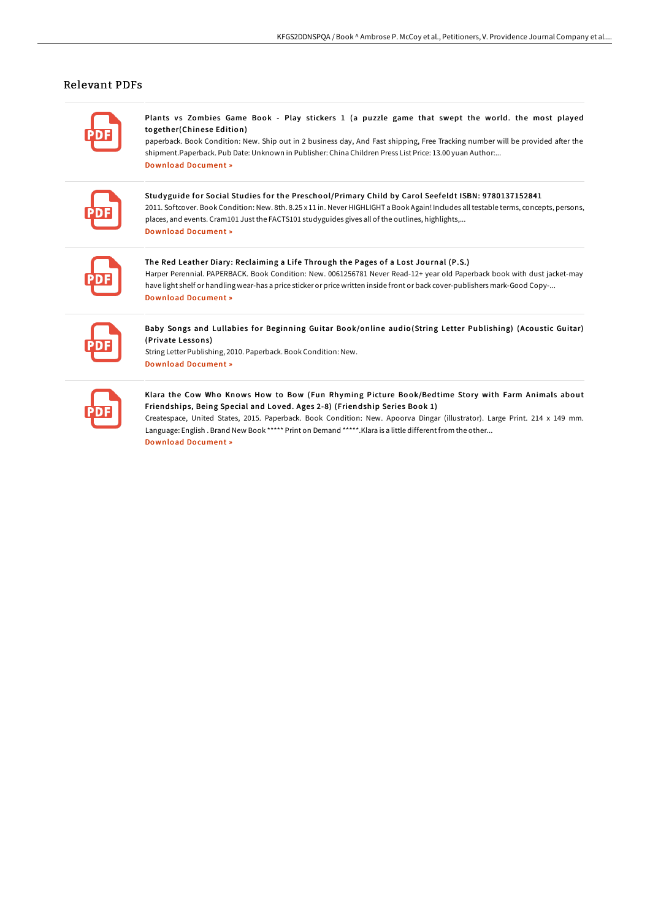## Relevant PDFs

**Plants vs Zombies Game Book - Play stickers 1 (a puzzle game that swept the world. the most played together(Chinese Edition)**

paperback. Book Condition: New. Ship out in 2 business day, And Fast shipping, Free Tracking number will be provided after the shipment.Paperback. Pub Date: Unknown in Publisher: China Children Press List Price: 13.00 yuan Author:...

Download Document »

**Studyguide for Social Studies for the Preschool/Primary Child by Carol Seefeldt ISBN: 9780137152841**

2011. Softcover. Book Condition: New. 8th. 8.25 x 11 in. Never HIGHLIGHT a Book Again! Includes all testable terms, concepts, persons, places, and events. Cram101 Just the FACTS101 studyguides gives all of the outlines, highlights,...

Download Document »

**The Red Leather Diary: Reclaiming a Life Through the Pages of a Lost Journal (P.S.)**

Harper Perennial. PAPERBACK. Book Condition: New. 0061256781 Never Read-12+ year old Paperback book with dust jacket-may have light shelf or handling wear-has a price sticker or price written inside front or back cover-publishers mark-Good Copy-...

Download Document »

**Baby Songs and Lullabies for Beginning Guitar Book/online audio(String Letter Publishing) (Acoustic Guitar) (Private Lessons)**

String Letter Publishing, 2010. Paperback. Book Condition: New.

Download Document »

**Klara the Cow Who Knows How to Bow (Fun Rhyming Picture Book/Bedtime Story with Farm Animals about Friendships, Being Special and Loved. Ages 2-8) (Friendship Series Book 1)**

Createspace, United States, 2015. Paperback. Book Condition: New. Apoorva Dingar (illustrator). Large Print. 214 x 149 mm. Language: English . Brand New Book ***** Print on Demand *****.Klara is a little different from the other...

Download Document »